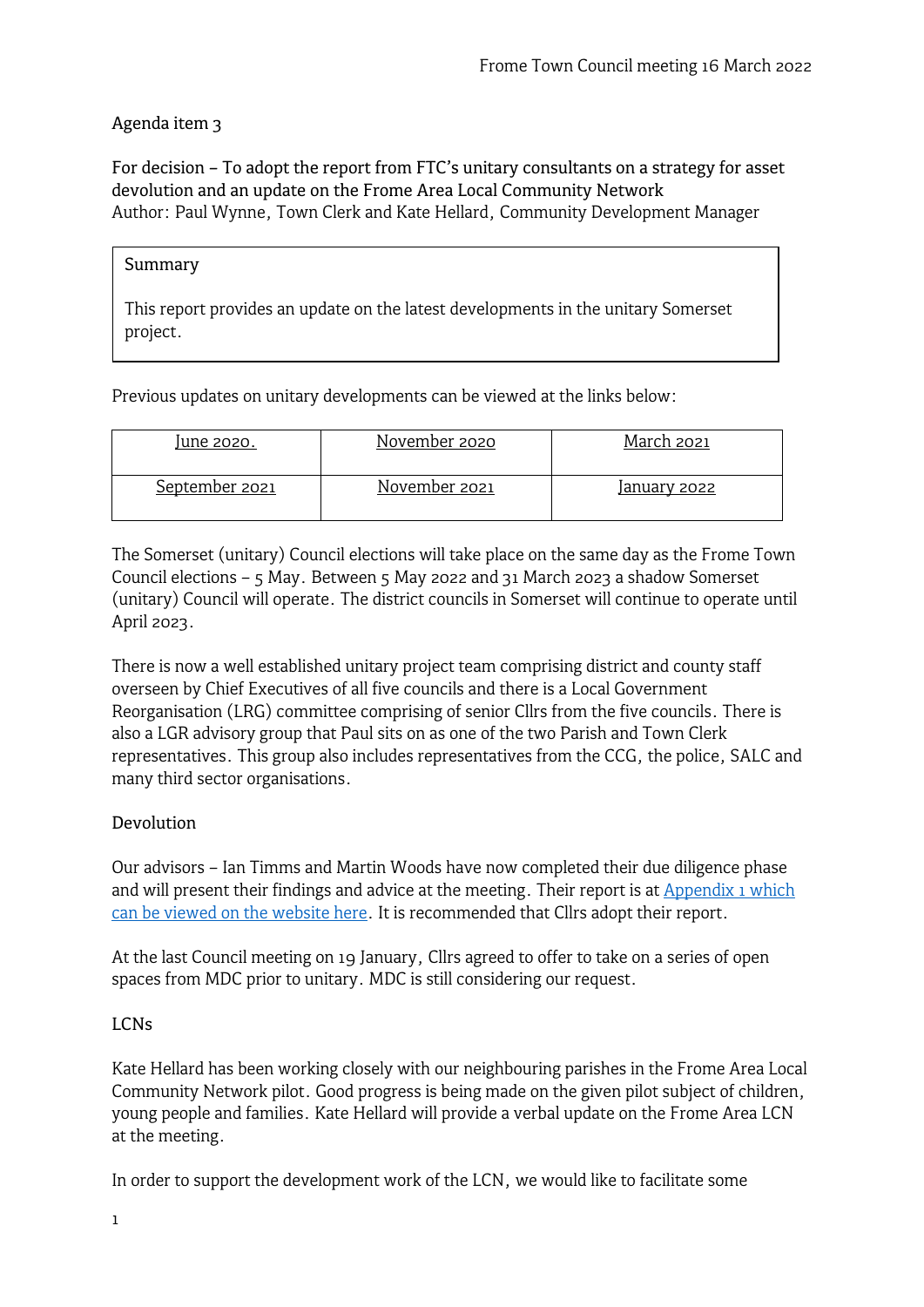Agenda item 3

For decision – To adopt the report from FTC's unitary consultants on a strategy for asset devolution and an update on the Frome Area Local Community Network
Author: Paul Wynne, Town Clerk and Kate Hellard, Community Development Manager

| Summary |
|---|
| This report provides an update on the latest developments in the unitary Somerset project. |

Previous updates on unitary developments can be viewed at the links below:

| June 2020. | November 2020 | March 2021 |
|---|---|---|
| September 2021 | November 2021 | January 2022 |

The Somerset (unitary) Council elections will take place on the same day as the Frome Town Council elections – 5 May. Between 5 May 2022 and 31 March 2023 a shadow Somerset (unitary) Council will operate. The district councils in Somerset will continue to operate until April 2023.

There is now a well established unitary project team comprising district and county staff overseen by Chief Executives of all five councils and there is a Local Government Reorganisation (LRG) committee comprising of senior Cllrs from the five councils. There is also a LGR advisory group that Paul sits on as one of the two Parish and Town Clerk representatives. This group also includes representatives from the CCG, the police, SALC and many third sector organisations.

## Devolution

Our advisors – Ian Timms and Martin Woods have now completed their due diligence phase and will present their findings and advice at the meeting. Their report is at Appendix 1 which can be viewed on the website here. It is recommended that Cllrs adopt their report.

At the last Council meeting on 19 January, Cllrs agreed to offer to take on a series of open spaces from MDC prior to unitary. MDC is still considering our request.

## LCNs

Kate Hellard has been working closely with our neighbouring parishes in the Frome Area Local Community Network pilot. Good progress is being made on the given pilot subject of children, young people and families. Kate Hellard will provide a verbal update on the Frome Area LCN at the meeting.

In order to support the development work of the LCN, we would like to facilitate some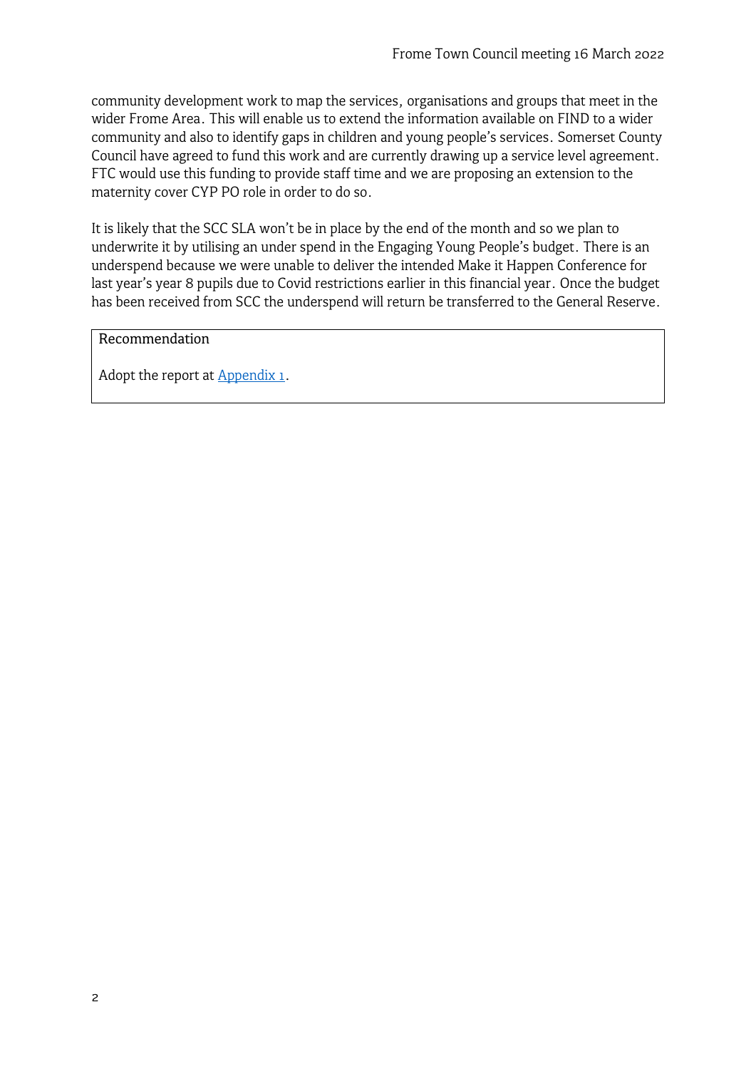community development work to map the services, organisations and groups that meet in the wider Frome Area. This will enable us to extend the information available on FIND to a wider community and also to identify gaps in children and young people's services. Somerset County Council have agreed to fund this work and are currently drawing up a service level agreement. FTC would use this funding to provide staff time and we are proposing an extension to the maternity cover CYP PO role in order to do so.

It is likely that the SCC SLA won't be in place by the end of the month and so we plan to underwrite it by utilising an under spend in the Engaging Young People's budget. There is an underspend because we were unable to deliver the intended Make it Happen Conference for last year's year 8 pupils due to Covid restrictions earlier in this financial year. Once the budget has been received from SCC the underspend will return be transferred to the General Reserve.

| Recommendation |
|---|
| Adopt the report at Appendix 1. |